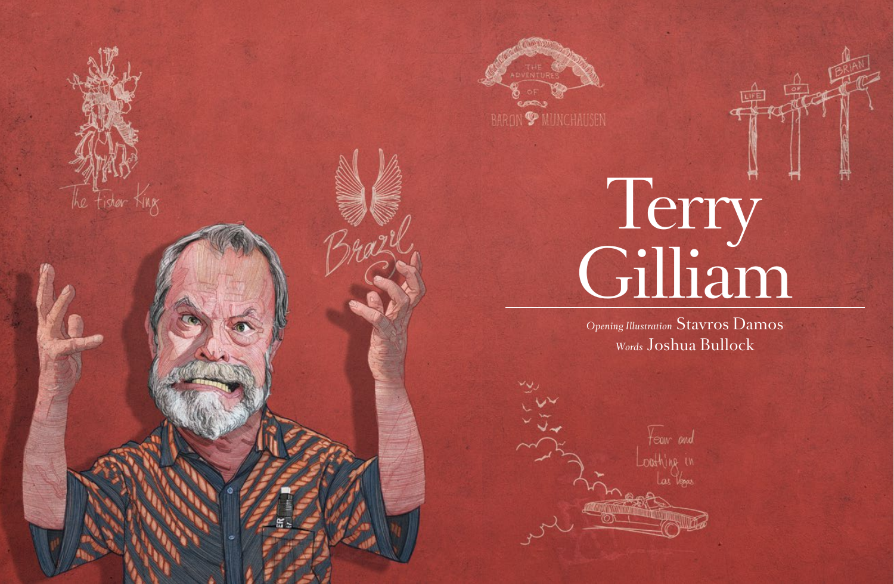# Terry Gilliam

*Opening Illustration* Stavros Damos
*Words* Joshua Bullock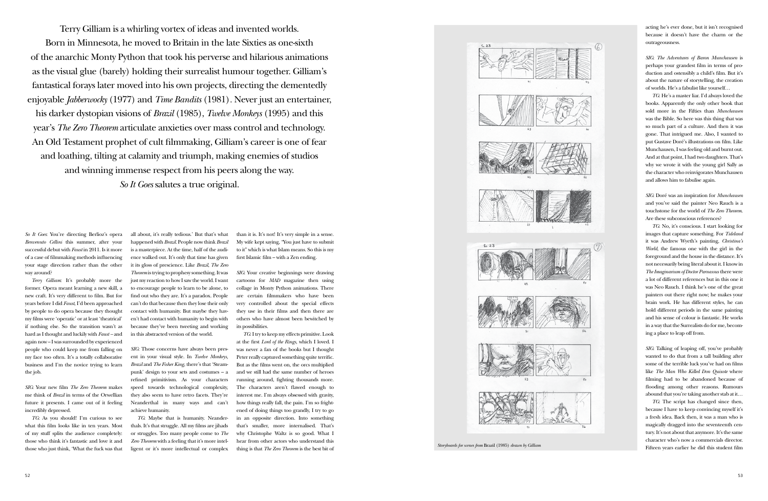Terry Gilliam is a whirling vortex of ideas and invented worlds. Born in Minnesota, he moved to Britain in the late Sixties as one-sixth of the anarchic Monty Python that took his perverse and hilarious animations as the visual glue (barely) holding their surrealist humour together. Gilliam's fantastical forays later moved into his own projects, directing the dementedly enjoyable *Jabberwocky* (1977) and *Time Bandits* (1981). Never just an entertainer, his darker dystopian visions of *Brazil* (1985), *Twelve Monkeys* (1995) and this year's *The Zero Theorem* articulate anxieties over mass control and technology. An Old Testament prophet of cult filmmaking, Gilliam's career is one of fear and loathing, tilting at calamity and triumph, making enemies of studios and winning immense respect from his peers along the way. *So It Goes* salutes a true original.

*So It Goes*: You're directing Berlioz's opera *Benvenuto Cellini* this summer, after your successful debut with *Faust* in 2011. Is it more of a case of filmmaking methods influencing your stage direction rather than the other way around?

*Terry Gilliam*: It's probably more the former. Opera meant learning a new skill, a new craft. It's very different to film. But for years before I did *Faust*, I'd been approached by people to do opera because they thought my films were 'operatic' or at least 'theatrical' if nothing else. So the transition wasn't as hard as I thought and luckily with *Faust* – and again now – I was surrounded by experienced people who could keep me from falling on my face too often. It's a totally collaborative business and I'm the novice trying to learn the job.

*SIG*: Your new film *The Zero Theorem* makes me think of *Brazil* in terms of the Orwellian future it presents. I came out of it feeling incredibly depressed.

*TG*: As you should! I'm curious to see what this film looks like in ten years. Most of my stuff splits the audience completely: those who think it's fantastic and love it and those who just think, 'What the fuck was that all about, it's really tedious.' But that's what happened with *Brazil*. People now think *Brazil* is a masterpiece. At the time, half of the audience walked out. It's only that time has given it its gloss of prescience. Like *Brazil*, *The Zero Theorem* is trying to prophesy something. It was just my reaction to how I saw the world. I want to encourage people to learn to be alone, to find out who they are. It's a paradox. People can't do that because then they lose their only contact with humanity. But maybe they haven't had contact with humanity to begin with because they've been tweeting and working in this abstracted version of the world.

*SIG*: Those concerns have always been present in your visual style. In *Twelve Monkeys*, *Brazil* and *The Fisher King*, there's that 'Steampunk' design to your sets and costumes – a refined primitivism. As your characters speed towards technological complexity, they also seem to have retro facets. They're Neanderthal in many ways and can't achieve humanity.

*TG*: Maybe that is humanity. Neanderthals. It's that struggle. All my films are jihads or struggles. Too many people come to *The Zero Theorem* with a feeling that it's more intelligent or it's more intellectual or complex than it is. It's not! It's very simple in a sense. My wife kept saying, "You just have to submit to it" which is what Islam means. So this is my first Islamic film – with a Zen ending.

*SIG*: Your creative beginnings were drawing cartoons for *MAD* magazine then using collage in Monty Python animations. There are certain filmmakers who have been very controlled about the special effects they use in their films and then there are others who have almost been bewitched by its possibilities.

*TG*: I try to keep my effects primitive. Look at the first *Lord of the Rings*, which I loved. I was never a fan of the books but I thought Peter really captured something quite terrific. But as the films went on, the orcs multiplied and we still had the same number of heroes running around, fighting thousands more. The characters aren't flawed enough to interest me. I'm always obsessed with gravity, how things really fall, the pain. I'm so frightened of doing things too grandly, I try to go in an opposite direction. Into something that's smaller, more internalised. That's why Christophe Waltz is so good. What I hear from other actors who understand this thing is that *The Zero Theorem* is the best bit of acting he's ever done, but it isn't recognised because it doesn't have the charm or the outrageousness.

*SIG*: *The Adventures of Baron Munchausen* is perhaps your grandest film in terms of production and ostensibly a child's film. But it's about the nature of storytelling, the creation of worlds. He's a fabulist like yourself…

*TG*: He's a master liar. I'd always loved the books. Apparently the only other book that sold more in the Fifties than *Munchausen* was the Bible. So here was this thing that was so much part of a culture. And then it was gone. That intrigued me. Also, I wanted to put Gustave Doré's illustrations on film. Like Munchausen, I was feeling old and burnt out. And at that point, I had two daughters. That's why we wrote it with the young girl Sally as the character who reinvigorates Munchausen and allows him to fabulise again.

*SIG*: Doré was an inspiration for *Munchausen* and you've said the painter Neo Rauch is a touchstone for the world of *The Zero Theorem*. Are these subconscious references?

*TG*: No, it's conscious. I start looking for images that capture something. For *Tideland* it was Andrew Wyeth's painting, *Christina's World*, the famous one with the girl in the foreground and the house in the distance. It's not necessarily being literal about it. I know in *The Imaginarium of Doctor Parnassus* there were a lot of different references but in this one it was Neo Rauch. I think he's one of the great painters out there right now; he makes your brain work. He has different styles, he can hold different periods in the same painting and his sense of colour is fantastic. He works in a way that the Surrealists do for me, becoming a place to leap off from.

*SIG*: Talking of leaping off, you've probably wanted to do that from a tall building after some of the terrible luck you've had on films like *The Man Who Killed Don Quixote* where filming had to be abandoned because of flooding among other reasons. Rumours abound that you're taking another stab at it…

*TG*: The script has changed since then, because I have to keep convincing myself it's a fresh idea. Back then, it was a man who is magically dragged into the seventeenth century. It's not about that anymore. It's the same character who's now a commercials director. Fifteen years earlier he did this student film

*Storyboards for scenes from* Brazil (1985) *drawn by Gilliam*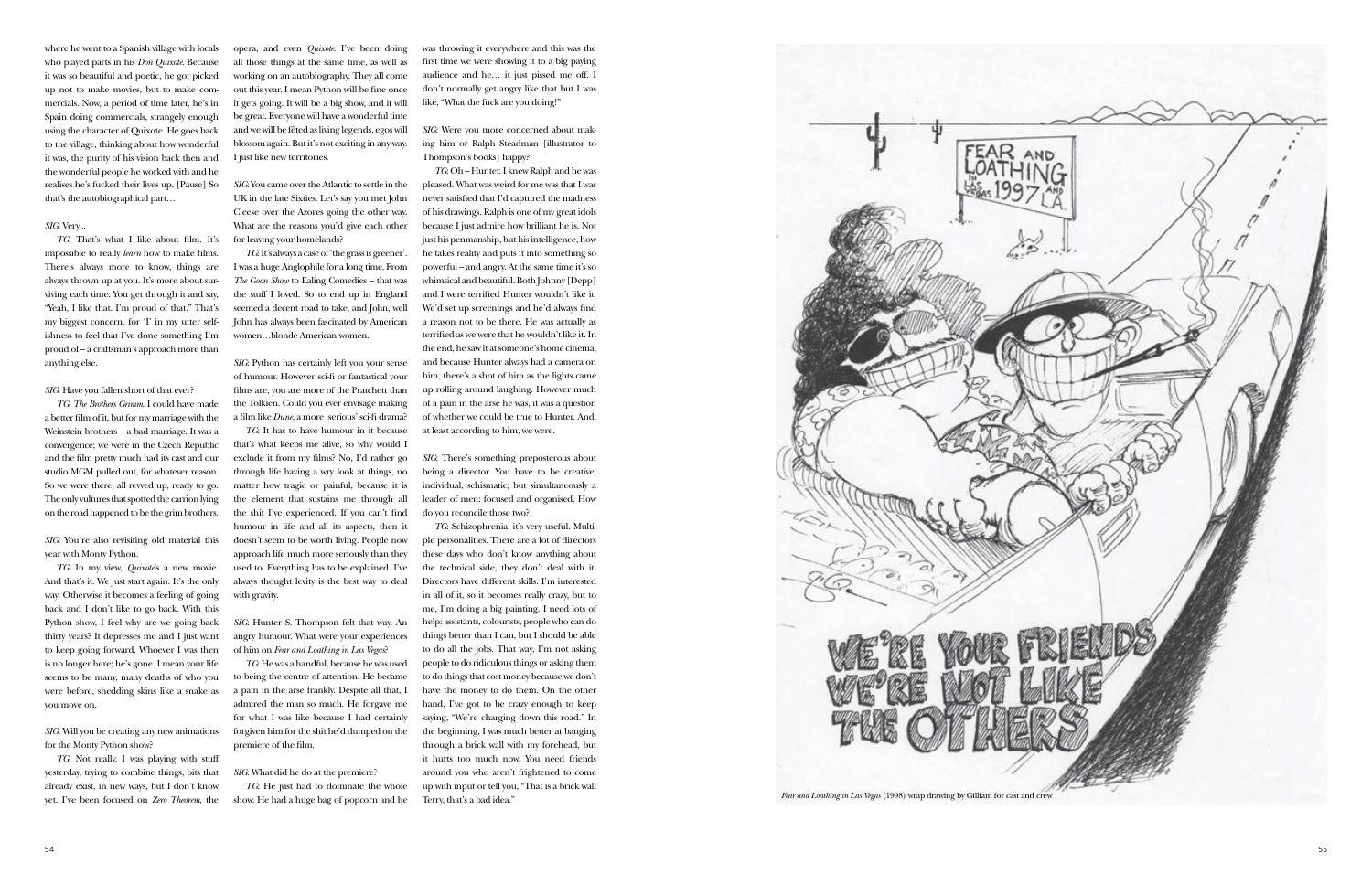where he went to a Spanish village with locals who played parts in his *Don Quixote*. Because it was so beautiful and poetic, he got picked up not to make movies, but to make commercials. Now, a period of time later, he's in Spain doing commercials, strangely enough using the character of Quixote. He goes back to the village, thinking about how wonderful it was, the purity of his vision back then and the wonderful people he worked with and he realises he's fucked their lives up. [Pause] So that's the autobiographical part…

*SIG*: Very...

*TG*: That's what I like about film. It's impossible to really *learn* how to make films. There's always more to know, things are always thrown up at you. It's more about surviving each time. You get through it and say, "Yeah, I like that. I'm proud of that." That's my biggest concern, for 'I' in my utter selfishness to feel that I've done something I'm proud of – a craftsman's approach more than anything else.

*SIG*: Have you fallen short of that ever?

*TG*: *The Brothers Grimm*. I could have made a better film of it, but for my marriage with the Weinstein brothers – a bad marriage. It was a convergence; we were in the Czech Republic and the film pretty much had its cast and our studio MGM pulled out, for whatever reason. So we were there, all revved up, ready to go. The only vultures that spotted the carrion lying on the road happened to be the grim brothers.

*SIG*: You're also revisiting old material this year with Monty Python.

*TG*: In my view, *Quixote*'s a new movie. And that's it. We just start again. It's the only way. Otherwise it becomes a feeling of going back and I don't like to go back. With this Python show, I feel why are we going back thirty years? It depresses me and I just want to keep going forward. Whoever I was then is no longer here; he's gone. I mean your life seems to be many, many deaths of who you were before, shedding skins like a snake as you move on.

*SIG*: Will you be creating any new animations for the Monty Python show?

*TG*: Not really. I was playing with stuff yesterday, trying to combine things, bits that already exist, in new ways, but I don't know yet. I've been focused on *Zero Theorem*, the opera, and even *Quixote*. I've been doing all those things at the same time, as well as working on an autobiography. They all come out this year. I mean Python will be fine once it gets going. It will be a big show, and it will be great. Everyone will have a wonderful time and we will be fêted as living legends, egos will blossom again. But it's not exciting in any way. I just like new territories.

*SIG*: You came over the Atlantic to settle in the UK in the late Sixties. Let's say you met John Cleese over the Azores going the other way. What are the reasons you'd give each other for leaving your homelands?

*TG*: It's always a case of 'the grass is greener'. I was a huge Anglophile for a long time. From *The Goon Show* to Ealing Comedies – that was the stuff I loved. So to end up in England seemed a decent road to take, and John, well John has always been fascinated by American women…blonde American women.

*SIG*: Python has certainly left you your sense of humour. However sci-fi or fantastical your films are, you are more of the Pratchett than the Tolkien. Could you ever envisage making a film like *Dune*, a more 'serious' sci-fi drama?

*TG*: It has to have humour in it because that's what keeps me alive, so why would I exclude it from my films? No, I'd rather go through life having a wry look at things, no matter how tragic or painful, because it is the element that sustains me through all the shit I've experienced. If you can't find humour in life and all its aspects, then it doesn't seem to be worth living. People now approach life much more seriously than they used to. Everything has to be explained. I've always thought levity is the best way to deal with gravity.

*SIG*: Hunter S. Thompson felt that way. An angry humour. What were your experiences of him on *Fear and Loathing in Las Vegas*?

*TG*: He was a handful, because he was used to being the centre of attention. He became a pain in the arse frankly. Despite all that, I admired the man so much. He forgave me for what I was like because I had certainly forgiven him for the shit he'd dumped on the premiere of the film.

*SIG*: What did he do at the premiere?

*TG*: He just had to dominate the whole show. He had a huge bag of popcorn and he was throwing it everywhere and this was the first time we were showing it to a big paying audience and he… it just pissed me off. I don't normally get angry like that but I was like, "What the fuck are you doing!"

*SIG*: Were you more concerned about making him or Ralph Steadman [illustrator to Thompson's books] happy?

*TG*: Oh – Hunter. I knew Ralph and he was pleased. What was weird for me was that I was never satisfied that I'd captured the madness of his drawings. Ralph is one of my great idols because I just admire how brilliant he is. Not just his penmanship, but his intelligence, how he takes reality and puts it into something so powerful – and angry. At the same time it's so whimsical and beautiful. Both Johnny [Depp] and I were terrified Hunter wouldn't like it. We'd set up screenings and he'd always find a reason not to be there. He was actually as terrified as we were that he wouldn't like it. In the end, he saw it at someone's home cinema, and because Hunter always had a camera on him, there's a shot of him as the lights came up rolling around laughing. However much of a pain in the arse he was, it was a question of whether we could be true to Hunter. And, at least according to him, we were.

*SIG*: There's something preposterous about being a director. You have to be creative, individual, schismatic; but simultaneously a leader of men: focused and organised. How do you reconcile those two?

*TG*: Schizophrenia, it's very useful. Multiple personalities. There are a lot of directors these days who don't know anything about the technical side, they don't deal with it. Directors have different skills. I'm interested in all of it, so it becomes really crazy, but to me, I'm doing a big painting. I need lots of help: assistants, colourists, people who can do things better than I can, but I should be able to do all the jobs. That way, I'm not asking people to do ridiculous things or asking them to do things that cost money because we don't have the money to do them. On the other hand, I've got to be crazy enough to keep saying, "We're charging down this road." In the beginning, I was much better at banging through a brick wall with my forehead, but it hurts too much now. You need friends around you who aren't frightened to come up with input or tell you, "That is a brick wall Terry, that's a bad idea."

*Fear and Loathing in Las Vegas* (1998) wrap drawing by Gilliam for cast and crew